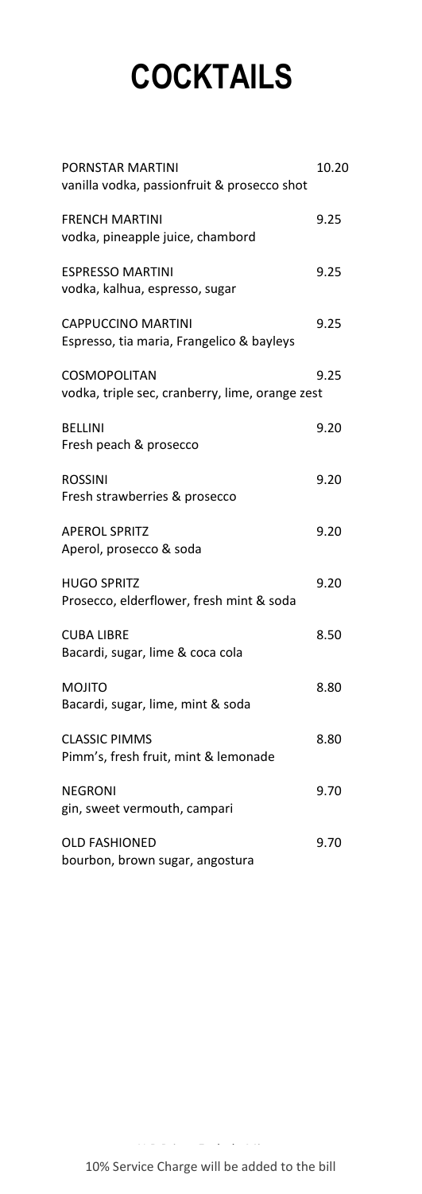# COCKTAILS

PORNSTAR MARTINI — 10.20
vanilla vodka, passionfruit & prosecco shot

FRENCH MARTINI — 9.25
vodka, pineapple juice, chambord

ESPRESSO MARTINI — 9.25
vodka, kalhua, espresso, sugar

CAPPUCCINO MARTINI — 9.25
Espresso, tia maria, Frangelico & bayleys

COSMOPOLITAN — 9.25
vodka, triple sec, cranberry, lime, orange zest

BELLINI — 9.20
Fresh peach & prosecco

ROSSINI — 9.20
Fresh strawberries & prosecco

APEROL SPRITZ — 9.20
Aperol, prosecco & soda

HUGO SPRITZ — 9.20
Prosecco, elderflower, fresh mint & soda

CUBA LIBRE — 8.50
Bacardi, sugar, lime & coca cola

MOJITO — 8.80
Bacardi, sugar, lime, mint & soda

CLASSIC PIMMS — 8.80
Pimm's, fresh fruit, mint & lemonade

NEGRONI — 9.70
gin, sweet vermouth, campari

OLD FASHIONED — 9.70
bourbon, brown sugar, angostura

10% Service Charge will be added to the bill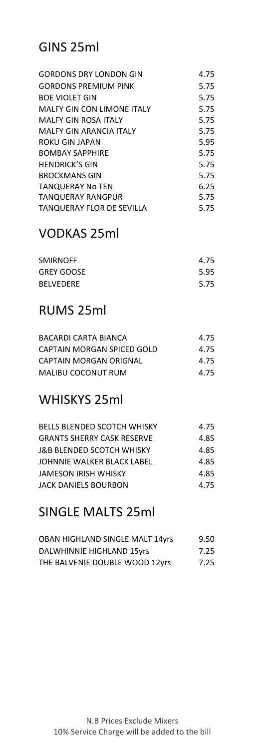## GINS 25ml

| | |
|---|---|
| GORDONS DRY LONDON GIN | 4.75 |
| GORDONS PREMIUM PINK | 5.75 |
| BOE VIOLET GIN | 5.75 |
| MALFY GIN CON LIMONE ITALY | 5.75 |
| MALFY GIN ROSA ITALY | 5.75 |
| MALFY GIN ARANCIA ITALY | 5.75 |
| ROKU GIN JAPAN | 5.95 |
| BOMBAY SAPPHIRE | 5.75 |
| HENDRICK'S GIN | 5.75 |
| BROCKMANS GIN | 5.75 |
| TANQUERAY No TEN | 6.25 |
| TANQUERAY RANGPUR | 5.75 |
| TANQUERAY FLOR DE SEVILLA | 5.75 |

## VODKAS 25ml

| | |
|---|---|
| SMIRNOFF | 4.75 |
| GREY GOOSE | 5.95 |
| BELVEDERE | 5.75 |

## RUMS 25ml

| | |
|---|---|
| BACARDI CARTA BIANCA | 4.75 |
| CAPTAIN MORGAN SPICED GOLD | 4.75 |
| CAPTAIN MORGAN ORIGNAL | 4.75 |
| MALIBU COCONUT RUM | 4.75 |

## WHISKYS 25ml

| | |
|---|---|
| BELLS BLENDED SCOTCH WHISKY | 4.75 |
| GRANTS SHERRY CASK RESERVE | 4.85 |
| J&B BLENDED SCOTCH WHISKY | 4.85 |
| JOHNNIE WALKER BLACK LABEL | 4.85 |
| JAMESON IRISH WHISKY | 4.85 |
| JACK DANIELS BOURBON | 4.75 |

## SINGLE MALTS 25ml

| | |
|---|---|
| OBAN HIGHLAND SINGLE MALT 14yrs | 9.50 |
| DALWHINNIE HIGHLAND 15yrs | 7.25 |
| THE BALVENIE DOUBLE WOOD 12yrs | 7.25 |

N.B Prices Exclude Mixers
10% Service Charge will be added to the bill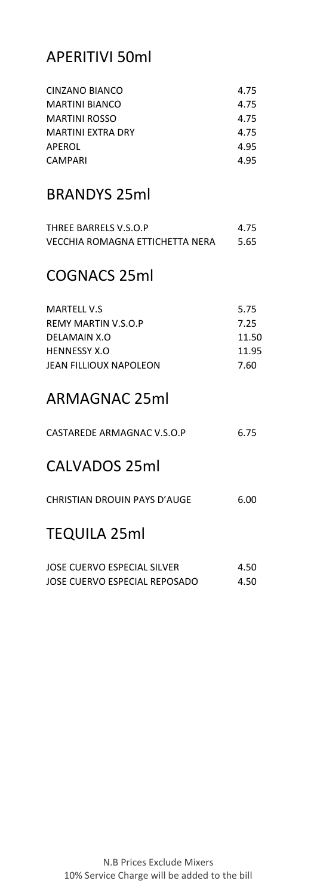## APERITIVI 50ml

| | |
|---|---|
| CINZANO BIANCO | 4.75 |
| MARTINI BIANCO | 4.75 |
| MARTINI ROSSO | 4.75 |
| MARTINI EXTRA DRY | 4.75 |
| APEROL | 4.95 |
| CAMPARI | 4.95 |

## BRANDYS 25ml

| | |
|---|---|
| THREE BARRELS V.S.O.P | 4.75 |
| VECCHIA ROMAGNA ETTICHETTA NERA | 5.65 |

## COGNACS 25ml

| | |
|---|---|
| MARTELL V.S | 5.75 |
| REMY MARTIN V.S.O.P | 7.25 |
| DELAMAIN X.O | 11.50 |
| HENNESSY X.O | 11.95 |
| JEAN FILLIOUX NAPOLEON | 7.60 |

## ARMAGNAC 25ml

| | |
|---|---|
| CASTAREDE ARMAGNAC V.S.O.P | 6.75 |

## CALVADOS 25ml

| | |
|---|---|
| CHRISTIAN DROUIN PAYS D'AUGE | 6.00 |

## TEQUILA 25ml

| | |
|---|---|
| JOSE CUERVO ESPECIAL SILVER | 4.50 |
| JOSE CUERVO ESPECIAL REPOSADO | 4.50 |

N.B Prices Exclude Mixers
10% Service Charge will be added to the bill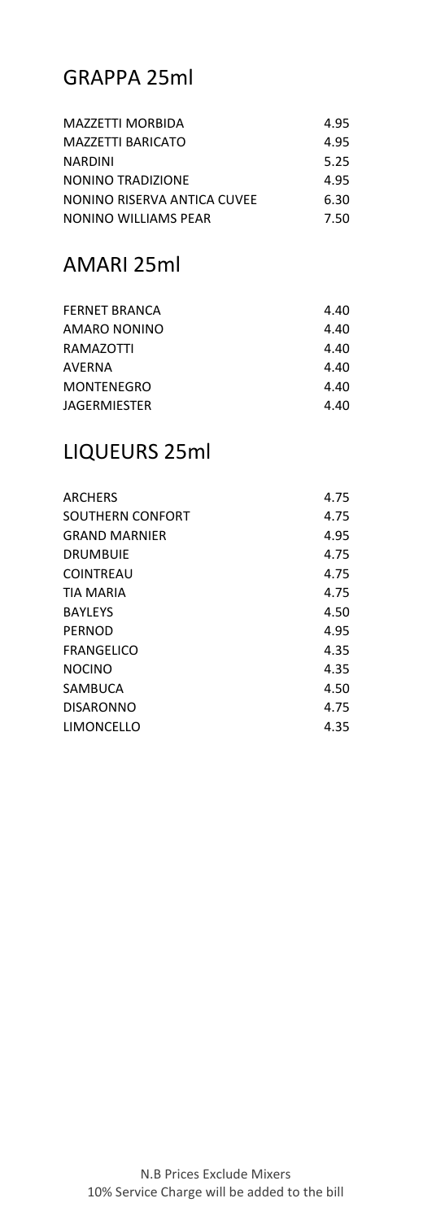## GRAPPA 25ml

| | |
|---|---|
| MAZZETTI MORBIDA | 4.95 |
| MAZZETTI BARICATO | 4.95 |
| NARDINI | 5.25 |
| NONINO TRADIZIONE | 4.95 |
| NONINO RISERVA ANTICA CUVEE | 6.30 |
| NONINO WILLIAMS PEAR | 7.50 |

## AMARI 25ml

| | |
|---|---|
| FERNET BRANCA | 4.40 |
| AMARO NONINO | 4.40 |
| RAMAZOTTI | 4.40 |
| AVERNA | 4.40 |
| MONTENEGRO | 4.40 |
| JAGERMIESTER | 4.40 |

## LIQUEURS 25ml

| | |
|---|---|
| ARCHERS | 4.75 |
| SOUTHERN CONFORT | 4.75 |
| GRAND MARNIER | 4.95 |
| DRUMBUIE | 4.75 |
| COINTREAU | 4.75 |
| TIA MARIA | 4.75 |
| BAYLEYS | 4.50 |
| PERNOD | 4.95 |
| FRANGELICO | 4.35 |
| NOCINO | 4.35 |
| SAMBUCA | 4.50 |
| DISARONNO | 4.75 |
| LIMONCELLO | 4.35 |

N.B Prices Exclude Mixers
10% Service Charge will be added to the bill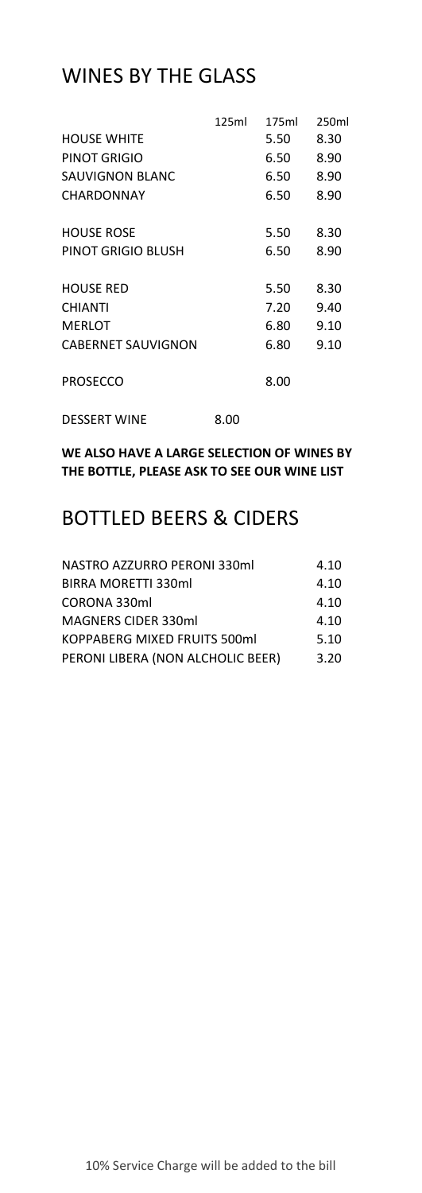## WINES BY THE GLASS

| | 125ml | 175ml | 250ml |
|---|---|---|---|
| HOUSE WHITE | | 5.50 | 8.30 |
| PINOT GRIGIO | | 6.50 | 8.90 |
| SAUVIGNON BLANC | | 6.50 | 8.90 |
| CHARDONNAY | | 6.50 | 8.90 |
| HOUSE ROSE | | 5.50 | 8.30 |
| PINOT GRIGIO BLUSH | | 6.50 | 8.90 |
| HOUSE RED | | 5.50 | 8.30 |
| CHIANTI | | 7.20 | 9.40 |
| MERLOT | | 6.80 | 9.10 |
| CABERNET SAUVIGNON | | 6.80 | 9.10 |
| PROSECCO | | 8.00 | |
| DESSERT WINE | 8.00 | | |

**WE ALSO HAVE A LARGE SELECTION OF WINES BY THE BOTTLE, PLEASE ASK TO SEE OUR WINE LIST**

## BOTTLED BEERS & CIDERS

| | |
|---|---|
| NASTRO AZZURRO PERONI 330ml | 4.10 |
| BIRRA MORETTI 330ml | 4.10 |
| CORONA 330ml | 4.10 |
| MAGNERS CIDER 330ml | 4.10 |
| KOPPABERG MIXED FRUITS 500ml | 5.10 |
| PERONI LIBERA (NON ALCHOLIC BEER) | 3.20 |

10% Service Charge will be added to the bill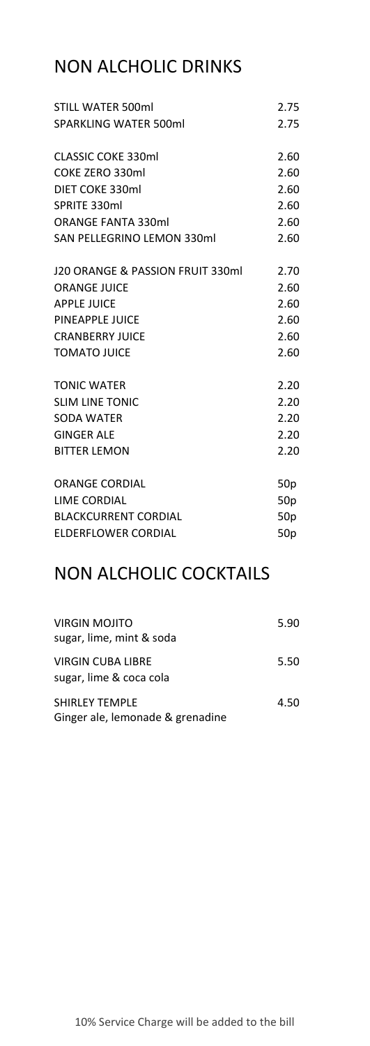## NON ALCHOLIC DRINKS

| | |
|---|---|
| STILL WATER 500ml | 2.75 |
| SPARKLING WATER 500ml | 2.75 |
| | |
| CLASSIC COKE 330ml | 2.60 |
| COKE ZERO 330ml | 2.60 |
| DIET COKE 330ml | 2.60 |
| SPRITE 330ml | 2.60 |
| ORANGE FANTA 330ml | 2.60 |
| SAN PELLEGRINO LEMON 330ml | 2.60 |
| | |
| J20 ORANGE & PASSION FRUIT 330ml | 2.70 |
| ORANGE JUICE | 2.60 |
| APPLE JUICE | 2.60 |
| PINEAPPLE JUICE | 2.60 |
| CRANBERRY JUICE | 2.60 |
| TOMATO JUICE | 2.60 |
| | |
| TONIC WATER | 2.20 |
| SLIM LINE TONIC | 2.20 |
| SODA WATER | 2.20 |
| GINGER ALE | 2.20 |
| BITTER LEMON | 2.20 |
| | |
| ORANGE CORDIAL | 50p |
| LIME CORDIAL | 50p |
| BLACKCURRENT CORDIAL | 50p |
| ELDERFLOWER CORDIAL | 50p |

## NON ALCHOLIC COCKTAILS

| | |
|---|---|
| VIRGIN MOJITO<br>sugar, lime, mint & soda | 5.90 |
| VIRGIN CUBA LIBRE<br>sugar, lime & coca cola | 5.50 |
| SHIRLEY TEMPLE<br>Ginger ale, lemonade & grenadine | 4.50 |

10% Service Charge will be added to the bill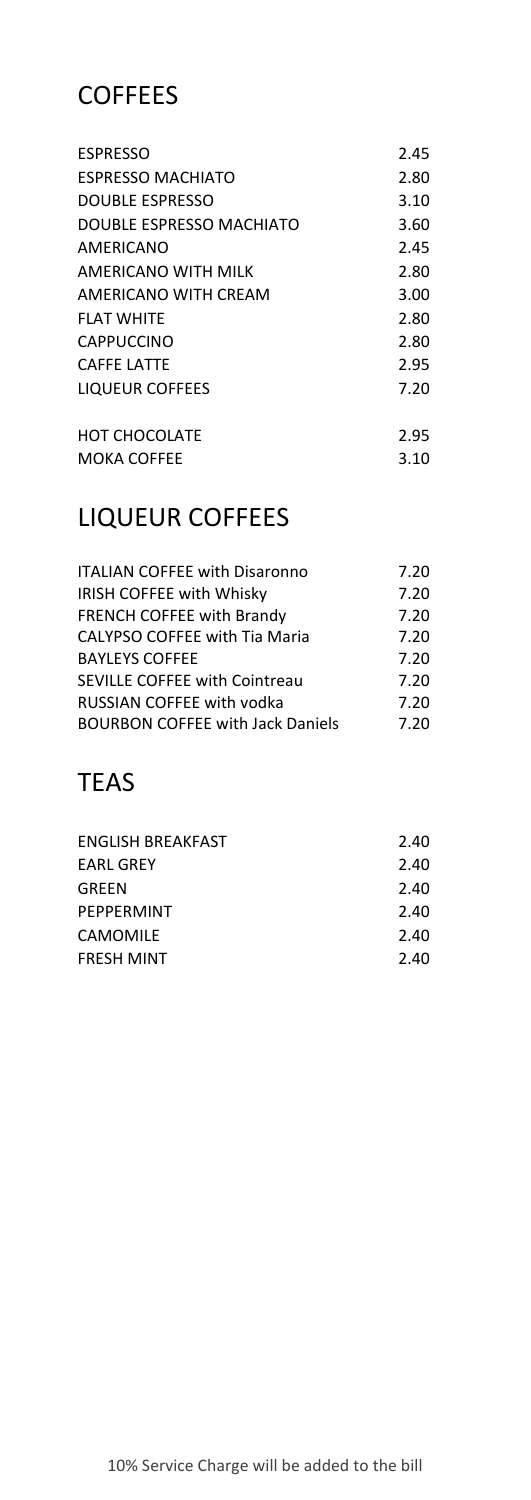## COFFEES

| | |
|---|---|
| ESPRESSO | 2.45 |
| ESPRESSO MACHIATO | 2.80 |
| DOUBLE ESPRESSO | 3.10 |
| DOUBLE ESPRESSO MACHIATO | 3.60 |
| AMERICANO | 2.45 |
| AMERICANO WITH MILK | 2.80 |
| AMERICANO WITH CREAM | 3.00 |
| FLAT WHITE | 2.80 |
| CAPPUCCINO | 2.80 |
| CAFFE LATTE | 2.95 |
| LIQUEUR COFFEES | 7.20 |
| HOT CHOCOLATE | 2.95 |
| MOKA COFFEE | 3.10 |

## LIQUEUR COFFEES

| | |
|---|---|
| ITALIAN COFFEE with Disaronno | 7.20 |
| IRISH COFFEE with Whisky | 7.20 |
| FRENCH COFFEE with Brandy | 7.20 |
| CALYPSO COFFEE with Tia Maria | 7.20 |
| BAYLEYS COFFEE | 7.20 |
| SEVILLE COFFEE with Cointreau | 7.20 |
| RUSSIAN COFFEE with vodka | 7.20 |
| BOURBON COFFEE with Jack Daniels | 7.20 |

## TEAS

| | |
|---|---|
| ENGLISH BREAKFAST | 2.40 |
| EARL GREY | 2.40 |
| GREEN | 2.40 |
| PEPPERMINT | 2.40 |
| CAMOMILE | 2.40 |
| FRESH MINT | 2.40 |

10% Service Charge will be added to the bill